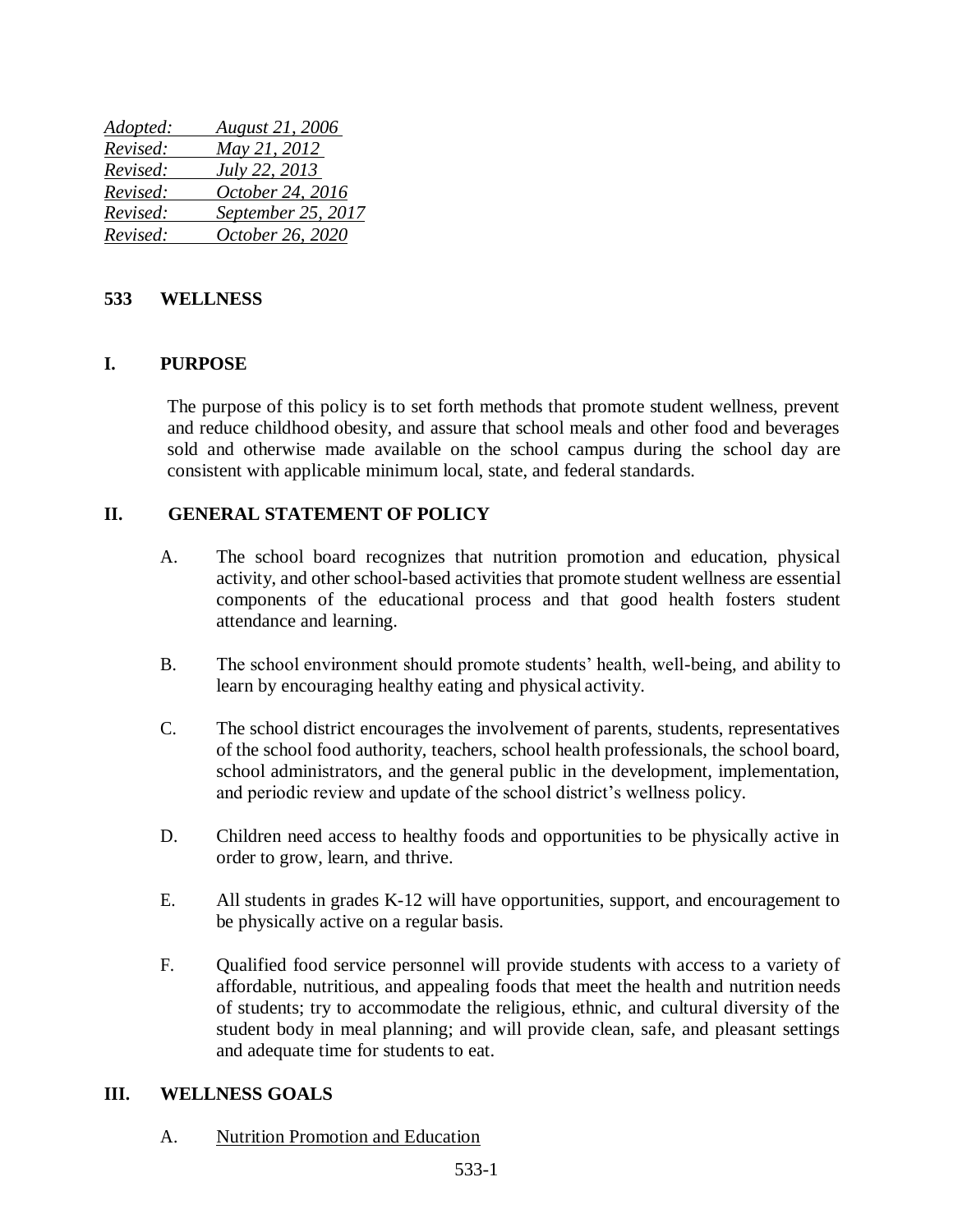*Adopted: August 21, 2006*
*Revised: May 21, 2012*
*Revised: July 22, 2013*
*Revised: October 24, 2016*
*Revised: September 25, 2017*
*Revised: October 26, 2020*

# 533 WELLNESS

## I. PURPOSE

The purpose of this policy is to set forth methods that promote student wellness, prevent and reduce childhood obesity, and assure that school meals and other food and beverages sold and otherwise made available on the school campus during the school day are consistent with applicable minimum local, state, and federal standards.

## II. GENERAL STATEMENT OF POLICY

A. The school board recognizes that nutrition promotion and education, physical activity, and other school-based activities that promote student wellness are essential components of the educational process and that good health fosters student attendance and learning.

B. The school environment should promote students' health, well-being, and ability to learn by encouraging healthy eating and physical activity.

C. The school district encourages the involvement of parents, students, representatives of the school food authority, teachers, school health professionals, the school board, school administrators, and the general public in the development, implementation, and periodic review and update of the school district's wellness policy.

D. Children need access to healthy foods and opportunities to be physically active in order to grow, learn, and thrive.

E. All students in grades K-12 will have opportunities, support, and encouragement to be physically active on a regular basis.

F. Qualified food service personnel will provide students with access to a variety of affordable, nutritious, and appealing foods that meet the health and nutrition needs of students; try to accommodate the religious, ethnic, and cultural diversity of the student body in meal planning; and will provide clean, safe, and pleasant settings and adequate time for students to eat.

## III. WELLNESS GOALS

A. Nutrition Promotion and Education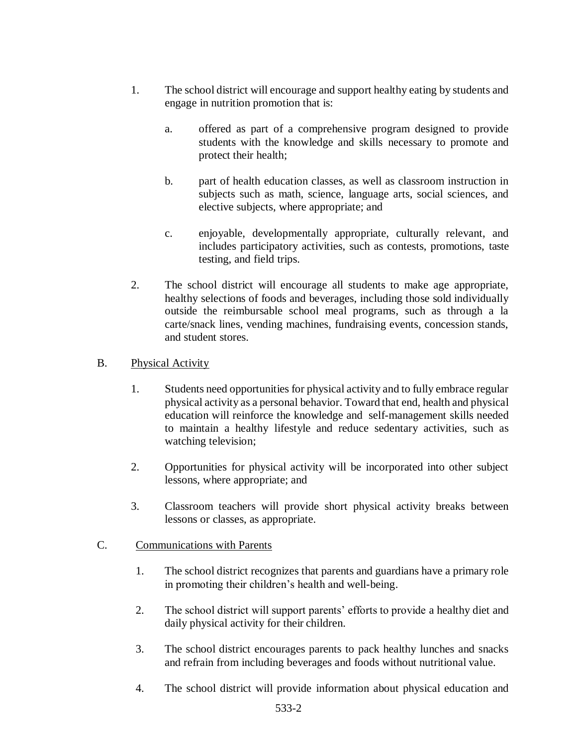1. The school district will encourage and support healthy eating by students and engage in nutrition promotion that is:

    a. offered as part of a comprehensive program designed to provide students with the knowledge and skills necessary to promote and protect their health;

    b. part of health education classes, as well as classroom instruction in subjects such as math, science, language arts, social sciences, and elective subjects, where appropriate; and

    c. enjoyable, developmentally appropriate, culturally relevant, and includes participatory activities, such as contests, promotions, taste testing, and field trips.

2. The school district will encourage all students to make age appropriate, healthy selections of foods and beverages, including those sold individually outside the reimbursable school meal programs, such as through a la carte/snack lines, vending machines, fundraising events, concession stands, and student stores.

B. <u>Physical Activity</u>

1. Students need opportunities for physical activity and to fully embrace regular physical activity as a personal behavior. Toward that end, health and physical education will reinforce the knowledge and self-management skills needed to maintain a healthy lifestyle and reduce sedentary activities, such as watching television;

2. Opportunities for physical activity will be incorporated into other subject lessons, where appropriate; and

3. Classroom teachers will provide short physical activity breaks between lessons or classes, as appropriate.

C. <u>Communications with Parents</u>

1. The school district recognizes that parents and guardians have a primary role in promoting their children's health and well-being.

2. The school district will support parents' efforts to provide a healthy diet and daily physical activity for their children.

3. The school district encourages parents to pack healthy lunches and snacks and refrain from including beverages and foods without nutritional value.

4. The school district will provide information about physical education and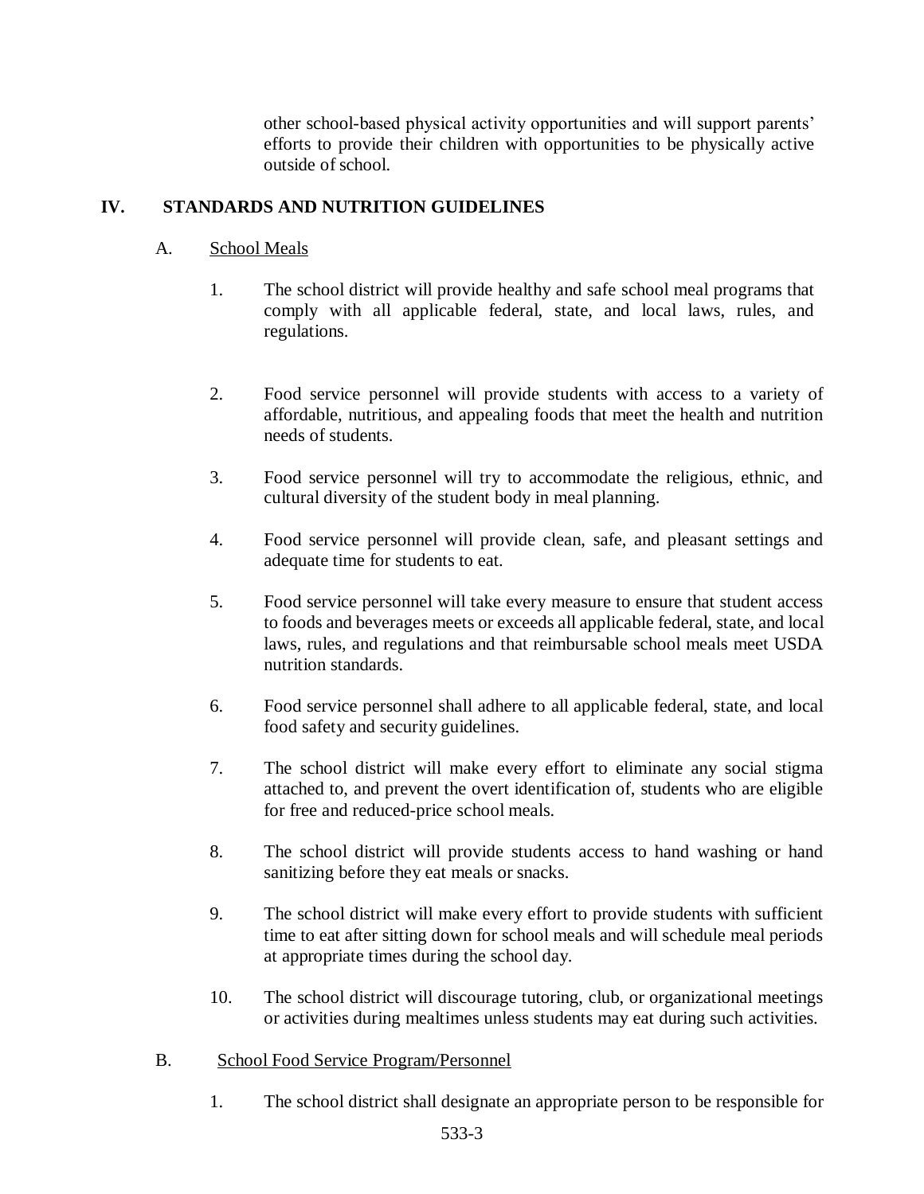other school-based physical activity opportunities and will support parents' efforts to provide their children with opportunities to be physically active outside of school.

## IV. STANDARDS AND NUTRITION GUIDELINES

### A. School Meals

1. The school district will provide healthy and safe school meal programs that comply with all applicable federal, state, and local laws, rules, and regulations.

2. Food service personnel will provide students with access to a variety of affordable, nutritious, and appealing foods that meet the health and nutrition needs of students.

3. Food service personnel will try to accommodate the religious, ethnic, and cultural diversity of the student body in meal planning.

4. Food service personnel will provide clean, safe, and pleasant settings and adequate time for students to eat.

5. Food service personnel will take every measure to ensure that student access to foods and beverages meets or exceeds all applicable federal, state, and local laws, rules, and regulations and that reimbursable school meals meet USDA nutrition standards.

6. Food service personnel shall adhere to all applicable federal, state, and local food safety and security guidelines.

7. The school district will make every effort to eliminate any social stigma attached to, and prevent the overt identification of, students who are eligible for free and reduced-price school meals.

8. The school district will provide students access to hand washing or hand sanitizing before they eat meals or snacks.

9. The school district will make every effort to provide students with sufficient time to eat after sitting down for school meals and will schedule meal periods at appropriate times during the school day.

10. The school district will discourage tutoring, club, or organizational meetings or activities during mealtimes unless students may eat during such activities.

### B. School Food Service Program/Personnel

1. The school district shall designate an appropriate person to be responsible for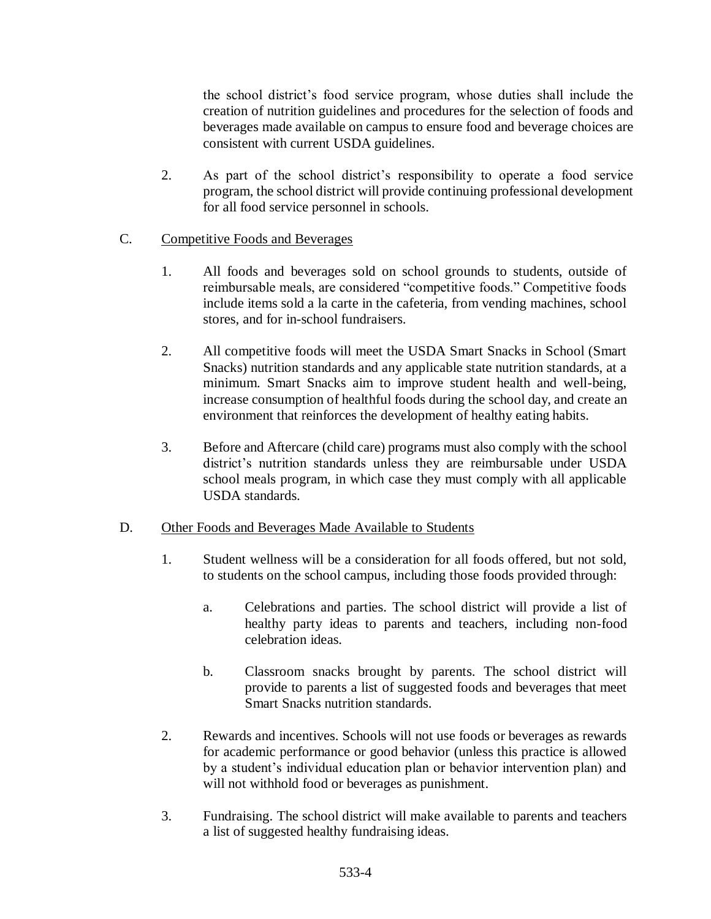the school district's food service program, whose duties shall include the creation of nutrition guidelines and procedures for the selection of foods and beverages made available on campus to ensure food and beverage choices are consistent with current USDA guidelines.

2. As part of the school district's responsibility to operate a food service program, the school district will provide continuing professional development for all food service personnel in schools.

C. <u>Competitive Foods and Beverages</u>

1. All foods and beverages sold on school grounds to students, outside of reimbursable meals, are considered "competitive foods." Competitive foods include items sold a la carte in the cafeteria, from vending machines, school stores, and for in-school fundraisers.

2. All competitive foods will meet the USDA Smart Snacks in School (Smart Snacks) nutrition standards and any applicable state nutrition standards, at a minimum. Smart Snacks aim to improve student health and well-being, increase consumption of healthful foods during the school day, and create an environment that reinforces the development of healthy eating habits.

3. Before and Aftercare (child care) programs must also comply with the school district's nutrition standards unless they are reimbursable under USDA school meals program, in which case they must comply with all applicable USDA standards.

D. <u>Other Foods and Beverages Made Available to Students</u>

1. Student wellness will be a consideration for all foods offered, but not sold, to students on the school campus, including those foods provided through:

   a. Celebrations and parties. The school district will provide a list of healthy party ideas to parents and teachers, including non-food celebration ideas.

   b. Classroom snacks brought by parents. The school district will provide to parents a list of suggested foods and beverages that meet Smart Snacks nutrition standards.

2. Rewards and incentives. Schools will not use foods or beverages as rewards for academic performance or good behavior (unless this practice is allowed by a student's individual education plan or behavior intervention plan) and will not withhold food or beverages as punishment.

3. Fundraising. The school district will make available to parents and teachers a list of suggested healthy fundraising ideas.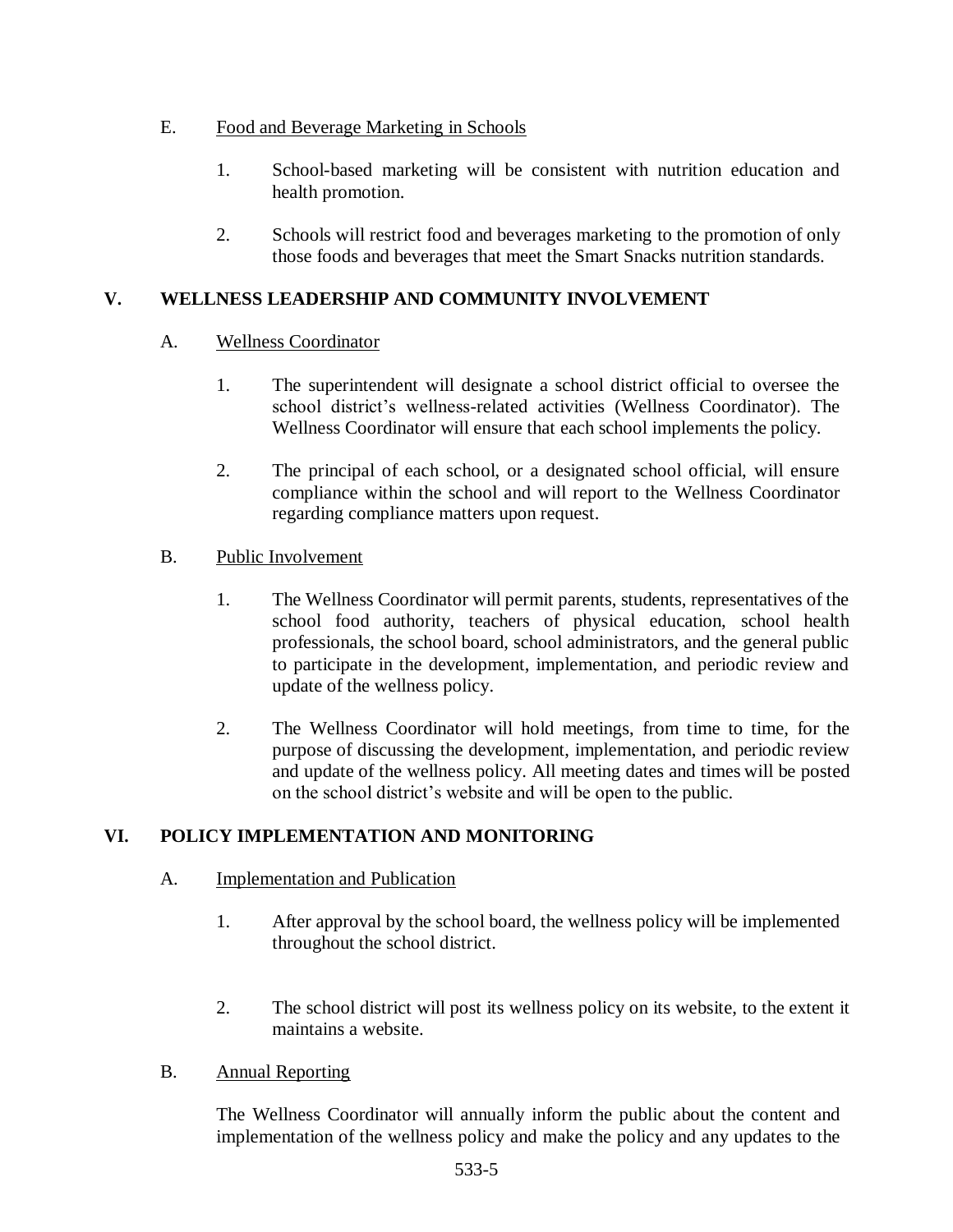E. Food and Beverage Marketing in Schools

1. School-based marketing will be consistent with nutrition education and health promotion.

2. Schools will restrict food and beverages marketing to the promotion of only those foods and beverages that meet the Smart Snacks nutrition standards.

## V. WELLNESS LEADERSHIP AND COMMUNITY INVOLVEMENT

A. Wellness Coordinator

1. The superintendent will designate a school district official to oversee the school district's wellness-related activities (Wellness Coordinator). The Wellness Coordinator will ensure that each school implements the policy.

2. The principal of each school, or a designated school official, will ensure compliance within the school and will report to the Wellness Coordinator regarding compliance matters upon request.

B. Public Involvement

1. The Wellness Coordinator will permit parents, students, representatives of the school food authority, teachers of physical education, school health professionals, the school board, school administrators, and the general public to participate in the development, implementation, and periodic review and update of the wellness policy.

2. The Wellness Coordinator will hold meetings, from time to time, for the purpose of discussing the development, implementation, and periodic review and update of the wellness policy. All meeting dates and times will be posted on the school district's website and will be open to the public.

## VI. POLICY IMPLEMENTATION AND MONITORING

A. Implementation and Publication

1. After approval by the school board, the wellness policy will be implemented throughout the school district.

2. The school district will post its wellness policy on its website, to the extent it maintains a website.

B. Annual Reporting

The Wellness Coordinator will annually inform the public about the content and implementation of the wellness policy and make the policy and any updates to the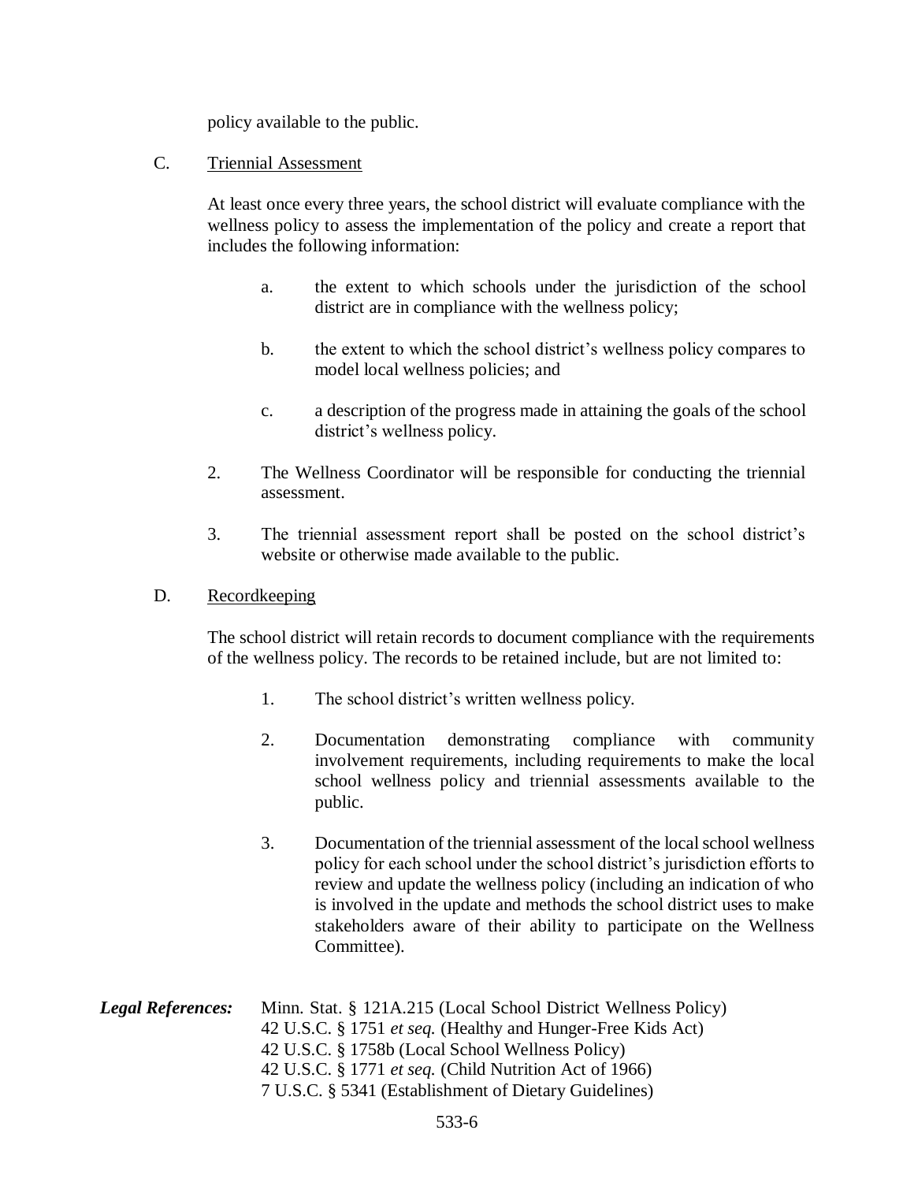policy available to the public.

C. Triennial Assessment

At least once every three years, the school district will evaluate compliance with the wellness policy to assess the implementation of the policy and create a report that includes the following information:

a. the extent to which schools under the jurisdiction of the school district are in compliance with the wellness policy;

b. the extent to which the school district's wellness policy compares to model local wellness policies; and

c. a description of the progress made in attaining the goals of the school district's wellness policy.

2. The Wellness Coordinator will be responsible for conducting the triennial assessment.

3. The triennial assessment report shall be posted on the school district's website or otherwise made available to the public.

D. Recordkeeping

The school district will retain records to document compliance with the requirements of the wellness policy. The records to be retained include, but are not limited to:

1. The school district's written wellness policy.

2. Documentation demonstrating compliance with community involvement requirements, including requirements to make the local school wellness policy and triennial assessments available to the public.

3. Documentation of the triennial assessment of the local school wellness policy for each school under the school district's jurisdiction efforts to review and update the wellness policy (including an indication of who is involved in the update and methods the school district uses to make stakeholders aware of their ability to participate on the Wellness Committee).

***Legal References:***

Minn. Stat. § 121A.215 (Local School District Wellness Policy)
42 U.S.C. § 1751 *et seq.* (Healthy and Hunger-Free Kids Act)
42 U.S.C. § 1758b (Local School Wellness Policy)
42 U.S.C. § 1771 *et seq.* (Child Nutrition Act of 1966)
7 U.S.C. § 5341 (Establishment of Dietary Guidelines)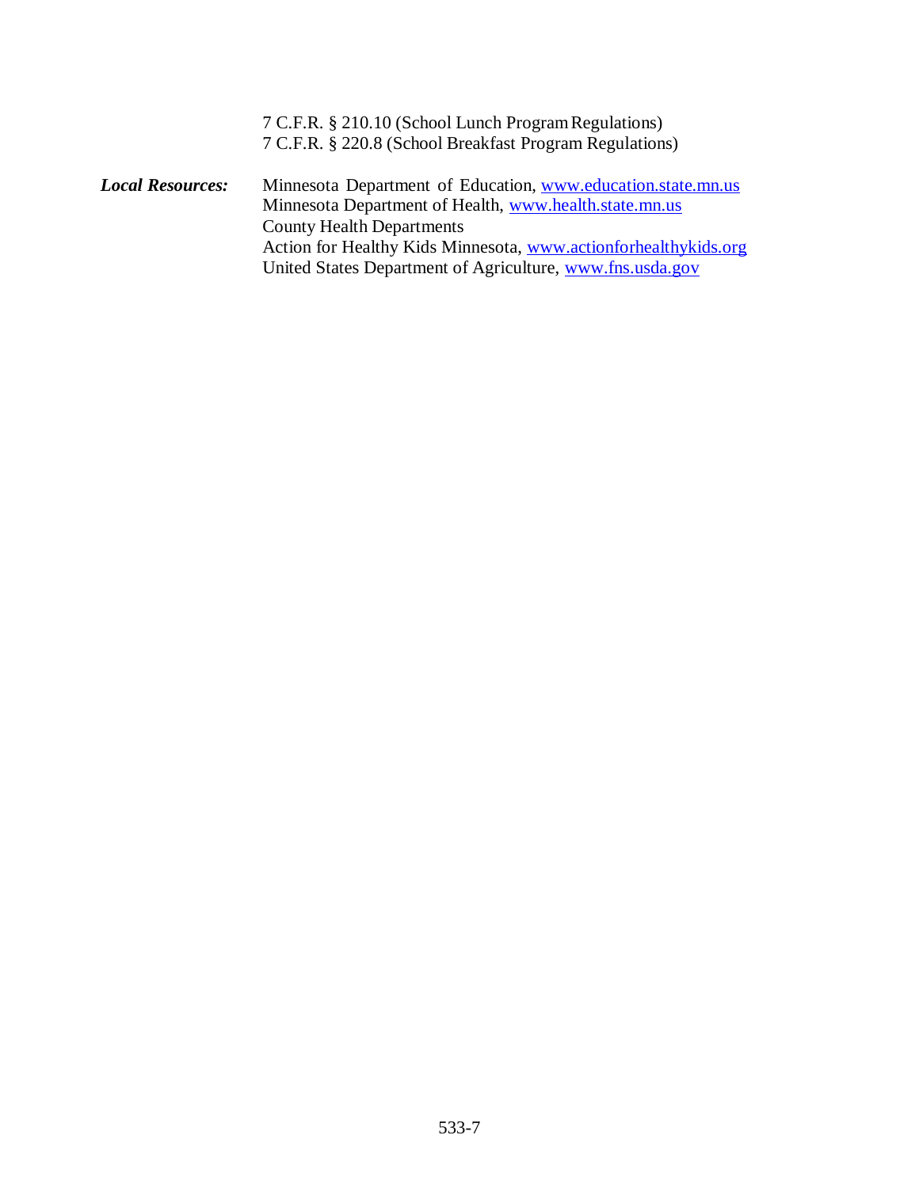7 C.F.R. § 210.10 (School Lunch Program Regulations)
7 C.F.R. § 220.8 (School Breakfast Program Regulations)

***Local Resources:*** Minnesota Department of Education, www.education.state.mn.us
Minnesota Department of Health, www.health.state.mn.us
County Health Departments
Action for Healthy Kids Minnesota, www.actionforhealthykids.org
United States Department of Agriculture, www.fns.usda.gov